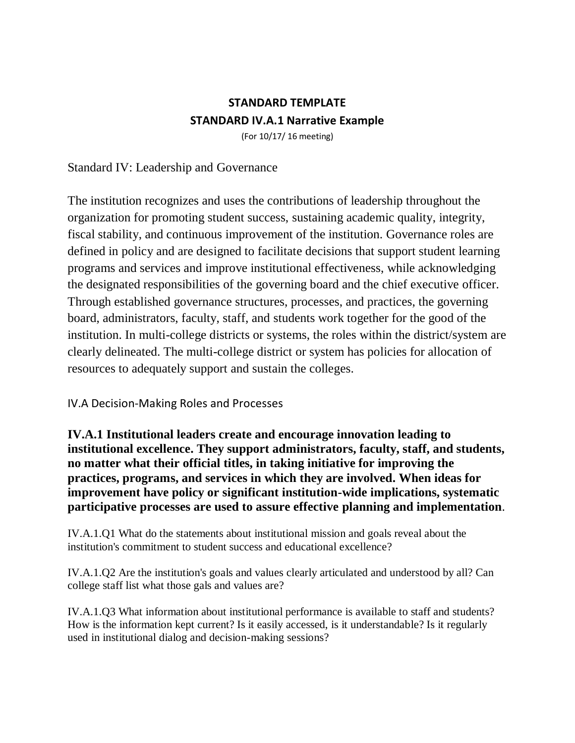**STANDARD TEMPLATE**

**STANDARD IV.A.1 Narrative Example**

(For 10/17/ 16 meeting)

Standard IV: Leadership and Governance

The institution recognizes and uses the contributions of leadership throughout the organization for promoting student success, sustaining academic quality, integrity, fiscal stability, and continuous improvement of the institution. Governance roles are defined in policy and are designed to facilitate decisions that support student learning programs and services and improve institutional effectiveness, while acknowledging the designated responsibilities of the governing board and the chief executive officer. Through established governance structures, processes, and practices, the governing board, administrators, faculty, staff, and students work together for the good of the institution. In multi-college districts or systems, the roles within the district/system are clearly delineated. The multi-college district or system has policies for allocation of resources to adequately support and sustain the colleges.

IV.A Decision-Making Roles and Processes

**IV.A.1 Institutional leaders create and encourage innovation leading to institutional excellence. They support administrators, faculty, staff, and students, no matter what their official titles, in taking initiative for improving the practices, programs, and services in which they are involved. When ideas for improvement have policy or significant institution-wide implications, systematic participative processes are used to assure effective planning and implementation**.

IV.A.1.Q1 What do the statements about institutional mission and goals reveal about the institution's commitment to student success and educational excellence?

IV.A.1.Q2 Are the institution's goals and values clearly articulated and understood by all? Can college staff list what those gals and values are?

IV.A.1.Q3 What information about institutional performance is available to staff and students? How is the information kept current? Is it easily accessed, is it understandable? Is it regularly used in institutional dialog and decision-making sessions?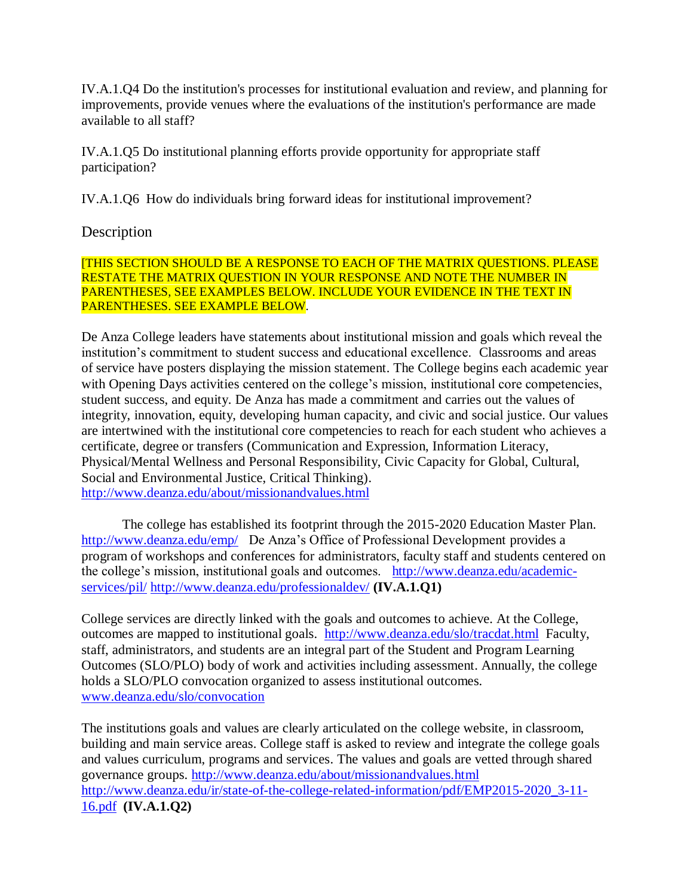IV.A.1.Q4 Do the institution's processes for institutional evaluation and review, and planning for improvements, provide venues where the evaluations of the institution's performance are made available to all staff?

IV.A.1.Q5 Do institutional planning efforts provide opportunity for appropriate staff participation?

IV.A.1.Q6 How do individuals bring forward ideas for institutional improvement?

## Description

[THIS SECTION SHOULD BE A RESPONSE TO EACH OF THE MATRIX QUESTIONS. PLEASE RESTATE THE MATRIX QUESTION IN YOUR RESPONSE AND NOTE THE NUMBER IN PARENTHESES, SEE EXAMPLES BELOW. INCLUDE YOUR EVIDENCE IN THE TEXT IN PARENTHESES. SEE EXAMPLE BELOW.

De Anza College leaders have statements about institutional mission and goals which reveal the institution's commitment to student success and educational excellence. Classrooms and areas of service have posters displaying the mission statement. The College begins each academic year with Opening Days activities centered on the college's mission, institutional core competencies, student success, and equity. De Anza has made a commitment and carries out the values of integrity, innovation, equity, developing human capacity, and civic and social justice. Our values are intertwined with the institutional core competencies to reach for each student who achieves a certificate, degree or transfers (Communication and Expression, Information Literacy, Physical/Mental Wellness and Personal Responsibility, Civic Capacity for Global, Cultural, Social and Environmental Justice, Critical Thinking). http://www.deanza.edu/about/missionandvalues.html

The college has established its footprint through the 2015-2020 Education Master Plan. http://www.deanza.edu/emp/ De Anza's Office of Professional Development provides a program of workshops and conferences for administrators, faculty staff and students centered on the college's mission, institutional goals and outcomes. http://www.deanza.edu/academic-services/pil/ http://www.deanza.edu/professionaldev/ **(IV.A.1.Q1)**

College services are directly linked with the goals and outcomes to achieve. At the College, outcomes are mapped to institutional goals. http://www.deanza.edu/slo/tracdat.html Faculty, staff, administrators, and students are an integral part of the Student and Program Learning Outcomes (SLO/PLO) body of work and activities including assessment. Annually, the college holds a SLO/PLO convocation organized to assess institutional outcomes. www.deanza.edu/slo/convocation

The institutions goals and values are clearly articulated on the college website, in classroom, building and main service areas. College staff is asked to review and integrate the college goals and values curriculum, programs and services. The values and goals are vetted through shared governance groups. http://www.deanza.edu/about/missionandvalues.html http://www.deanza.edu/ir/state-of-the-college-related-information/pdf/EMP2015-2020_3-11-16.pdf **(IV.A.1.Q2)**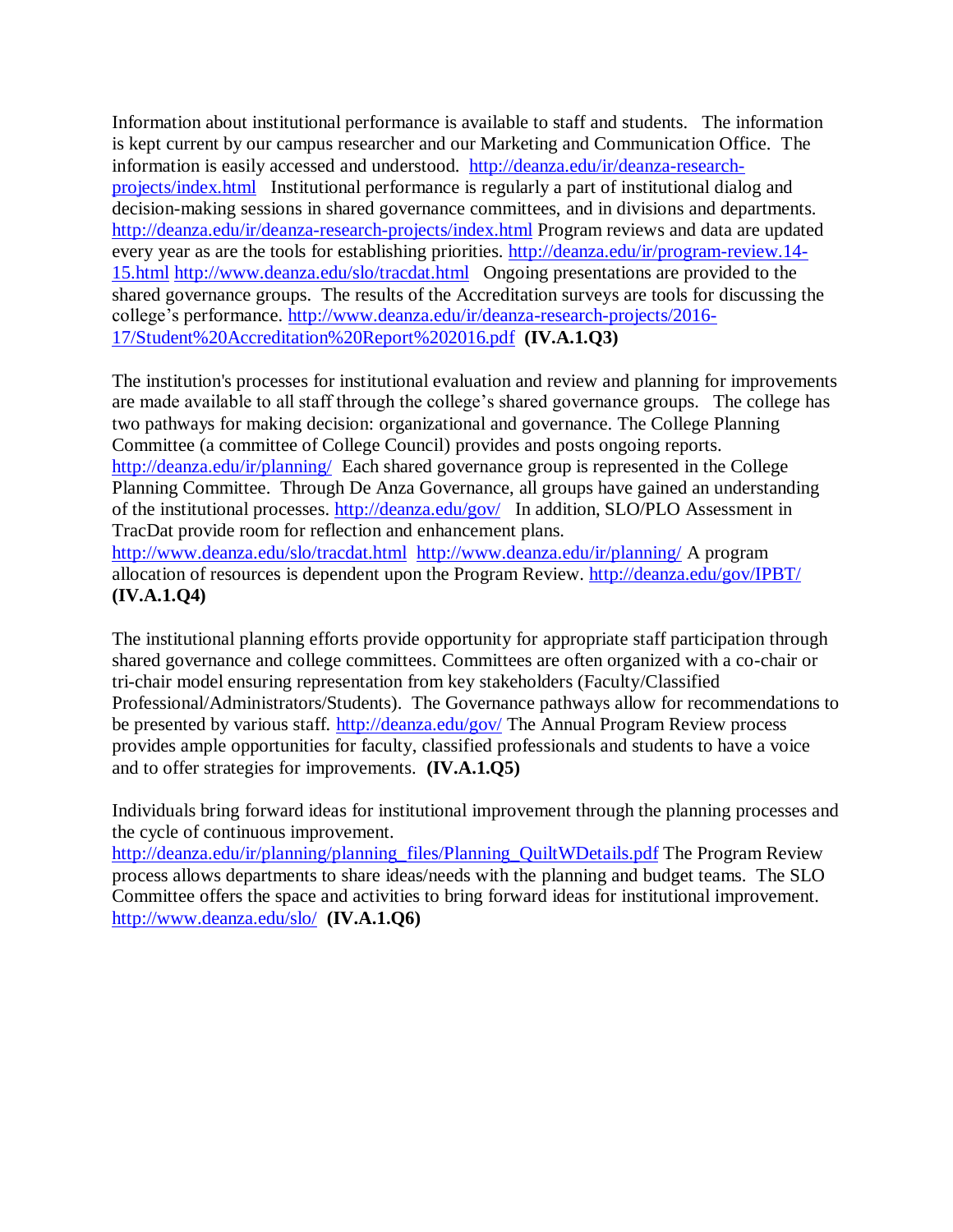Information about institutional performance is available to staff and students. The information is kept current by our campus researcher and our Marketing and Communication Office. The information is easily accessed and understood. http://deanza.edu/ir/deanza-research-projects/index.html Institutional performance is regularly a part of institutional dialog and decision-making sessions in shared governance committees, and in divisions and departments. http://deanza.edu/ir/deanza-research-projects/index.html Program reviews and data are updated every year as are the tools for establishing priorities. http://deanza.edu/ir/program-review.14-15.html http://www.deanza.edu/slo/tracdat.html Ongoing presentations are provided to the shared governance groups. The results of the Accreditation surveys are tools for discussing the college's performance. http://www.deanza.edu/ir/deanza-research-projects/2016-17/Student%20Accreditation%20Report%202016.pdf **(IV.A.1.Q3)**

The institution's processes for institutional evaluation and review and planning for improvements are made available to all staff through the college's shared governance groups. The college has two pathways for making decision: organizational and governance. The College Planning Committee (a committee of College Council) provides and posts ongoing reports. http://deanza.edu/ir/planning/ Each shared governance group is represented in the College Planning Committee. Through De Anza Governance, all groups have gained an understanding of the institutional processes. http://deanza.edu/gov/ In addition, SLO/PLO Assessment in TracDat provide room for reflection and enhancement plans. http://www.deanza.edu/slo/tracdat.html http://www.deanza.edu/ir/planning/ A program allocation of resources is dependent upon the Program Review. http://deanza.edu/gov/IPBT/ **(IV.A.1.Q4)**

The institutional planning efforts provide opportunity for appropriate staff participation through shared governance and college committees. Committees are often organized with a co-chair or tri-chair model ensuring representation from key stakeholders (Faculty/Classified Professional/Administrators/Students). The Governance pathways allow for recommendations to be presented by various staff. http://deanza.edu/gov/ The Annual Program Review process provides ample opportunities for faculty, classified professionals and students to have a voice and to offer strategies for improvements. **(IV.A.1.Q5)**

Individuals bring forward ideas for institutional improvement through the planning processes and the cycle of continuous improvement. http://deanza.edu/ir/planning/planning_files/Planning_QuiltWDetails.pdf The Program Review process allows departments to share ideas/needs with the planning and budget teams. The SLO Committee offers the space and activities to bring forward ideas for institutional improvement. http://www.deanza.edu/slo/ **(IV.A.1.Q6)**